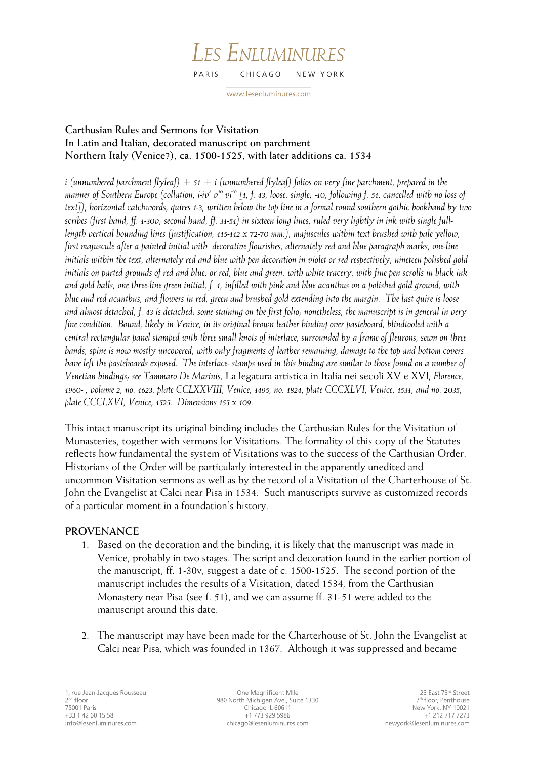# LES ENLUMINURES

PARIS CHICAGO NEW YORK

www.lesenluminures.com

**Carthusian Rules and Sermons for Visitation**
**In Latin and Italian, decorated manuscript on parchment**
**Northern Italy (Venice?), ca. 1500-1525, with later additions ca. 1534**

*i (unnumbered parchment flyleaf) + 51 + i (unnumbered flyleaf) folios on very fine parchment, prepared in the manner of Southern Europe (collation, i-iv$^{8}$ v$^{10}$ vi$^{10}$ [1, f. 43, loose, single; -10, following f. 51, cancelled with no loss of text]), horizontal catchwords, quires 1-3, written below the top line in a formal round southern gothic bookhand by two scribes (first hand, ff. 1-30v; second hand, ff. 31-51) in sixteen long lines, ruled very lightly in ink with single full-length vertical bounding lines (justification, 115-112 x 72-70 mm.), majuscules within text brushed with pale yellow, first majuscule after a painted initial with decorative flourishes, alternately red and blue paragraph marks, one-line initials within the text, alternately red and blue with pen decoration in violet or red respectively, nineteen polished gold initials on parted grounds of red and blue, or red, blue and green, with white tracery, with fine pen scrolls in black ink and gold balls, one three-line green initial, f. 1, infilled with pink and blue acanthus on a polished gold ground, with blue and red acanthus, and flowers in red, green and brushed gold extending into the margin. The last quire is loose and almost detached; f. 43 is detached; some staining on the first folio; nonetheless, the manuscript is in general in very fine condition. Bound, likely in Venice, in its original brown leather binding over pasteboard, blindtooled with a central rectangular panel stamped with three small knots of interlace, surrounded by a frame of fleurons, sewn on three bands, spine is now mostly uncovered, with only fragments of leather remaining, damage to the top and bottom covers have left the pasteboards exposed. The interlace- stamps used in this binding are similar to those found on a number of Venetian bindings; see Tammaro De Marinis,* La legatura artistica in Italia nei secoli XV e XVI, *Florence, 1960- , volume 2, no. 1623, plate CCLXXXVIII, Venice, 1495, no. 1824, plate CCCXLVI, Venice, 1531, and no. 2035, plate CCCLXVI, Venice, 1525. Dimensions 155 x 109.*

This intact manuscript its original binding includes the Carthusian Rules for the Visitation of Monasteries, together with sermons for Visitations. The formality of this copy of the Statutes reflects how fundamental the system of Visitations was to the success of the Carthusian Order. Historians of the Order will be particularly interested in the apparently unedited and uncommon Visitation sermons as well as by the record of a Visitation of the Charterhouse of St. John the Evangelist at Calci near Pisa in 1534. Such manuscripts survive as customized records of a particular moment in a foundation's history.

## PROVENANCE

1. Based on the decoration and the binding, it is likely that the manuscript was made in Venice, probably in two stages. The script and decoration found in the earlier portion of the manuscript, ff. 1-30v, suggest a date of c. 1500-1525. The second portion of the manuscript includes the results of a Visitation, dated 1534, from the Carthusian Monastery near Pisa (see f. 51), and we can assume ff. 31-51 were added to the manuscript around this date.

2. The manuscript may have been made for the Charterhouse of St. John the Evangelist at Calci near Pisa, which was founded in 1367. Although it was suppressed and became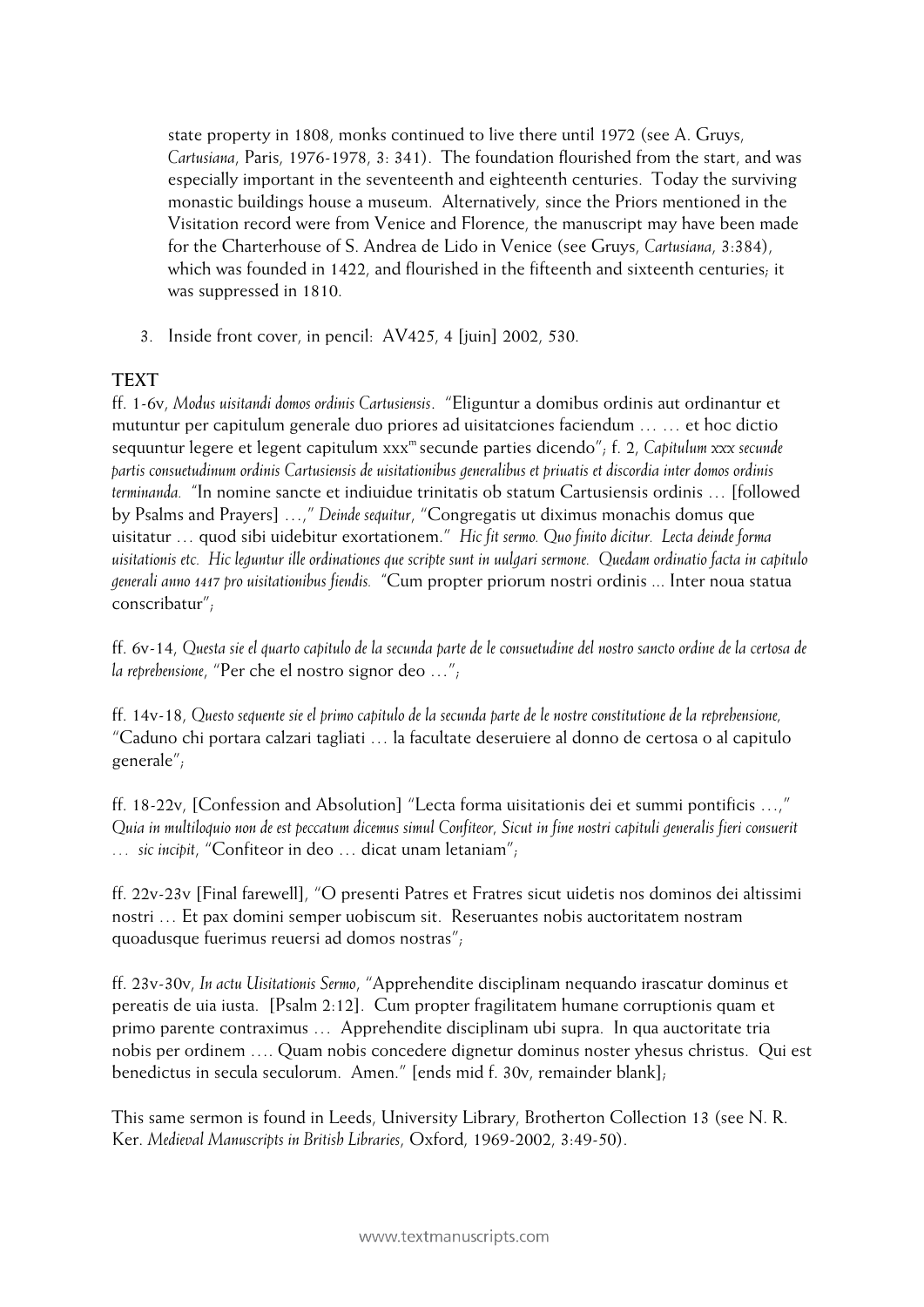state property in 1808, monks continued to live there until 1972 (see A. Gruys, *Cartusiana*, Paris, 1976-1978, 3: 341). The foundation flourished from the start, and was especially important in the seventeenth and eighteenth centuries. Today the surviving monastic buildings house a museum. Alternatively, since the Priors mentioned in the Visitation record were from Venice and Florence, the manuscript may have been made for the Charterhouse of S. Andrea de Lido in Venice (see Gruys, *Cartusiana*, 3:384), which was founded in 1422, and flourished in the fifteenth and sixteenth centuries; it was suppressed in 1810.

3. Inside front cover, in pencil: AV425, 4 [juin] 2002, 530.

## TEXT

ff. 1-6v, *Modus uisitandi domos ordinis Cartusiensis*. "Eliguntur a domibus ordinis aut ordinantur et mutuntur per capitulum generale duo priores ad uisitatciones faciendum … … et hoc dictio sequuntur legere et legent capitulum xxx[m] secunde parties dicendo"; f. 2, *Capitulum xxx secunde partis consuetudinum ordinis Cartusiensis de uisitationibus generalibus et priuatis et discordia inter domos ordinis terminanda.* "In nomine sancte et indiuidue trinitatis ob statum Cartusiensis ordinis … [followed by Psalms and Prayers] …," *Deinde sequitur*, "Congregatis ut diximus monachis domus que uisitatur … quod sibi uidebitur exortationem." *Hic fit sermo. Quo finito dicitur. Lecta deinde forma uisitationis etc. Hic leguntur ille ordinationes que scripte sunt in uulgari sermone. Quedam ordinatio facta in capitulo generali anno 1417 pro uisitationibus fiendis.* "Cum propter priorum nostri ordinis ... Inter noua statua conscribatur";

ff. 6v-14, *Questa sie el quarto capitulo de la secunda parte de le consuetudine del nostro sancto ordine de la certosa de la reprehensione*, "Per che el nostro signor deo …";

ff. 14v-18, *Questo sequente sie el primo capitulo de la secunda parte de le nostre constitutione de la reprehensione*, "Caduno chi portara calzari tagliati … la facultate deseruiere al donno de certosa o al capitulo generale";

ff. 18-22v, [Confession and Absolution] "Lecta forma uisitationis dei et summi pontificis …," *Quia in multiloquio non de est peccatum dicemus simul Confiteor, Sicut in fine nostri capituli generalis fieri consuerit … sic incipit*, "Confiteor in deo … dicat unam letaniam";

ff. 22v-23v [Final farewell], "O presenti Patres et Fratres sicut uidetis nos dominos dei altissimi nostri … Et pax domini semper uobiscum sit. Reseruantes nobis auctoritatem nostram quoadusque fuerimus reuersi ad domos nostras";

ff. 23v-30v, *In actu Uisitationis Sermo*, "Apprehendite disciplinam nequando irascatur dominus et pereatis de uia iusta. [Psalm 2:12]. Cum propter fragilitatem humane corruptionis quam et primo parente contraximus … Apprehendite disciplinam ubi supra. In qua auctoritate tria nobis per ordinem …. Quam nobis concedere dignetur dominus noster yhesus christus. Qui est benedictus in secula seculorum. Amen." [ends mid f. 30v, remainder blank];

This same sermon is found in Leeds, University Library, Brotherton Collection 13 (see N. R. Ker. *Medieval Manuscripts in British Libraries*, Oxford, 1969-2002, 3:49-50).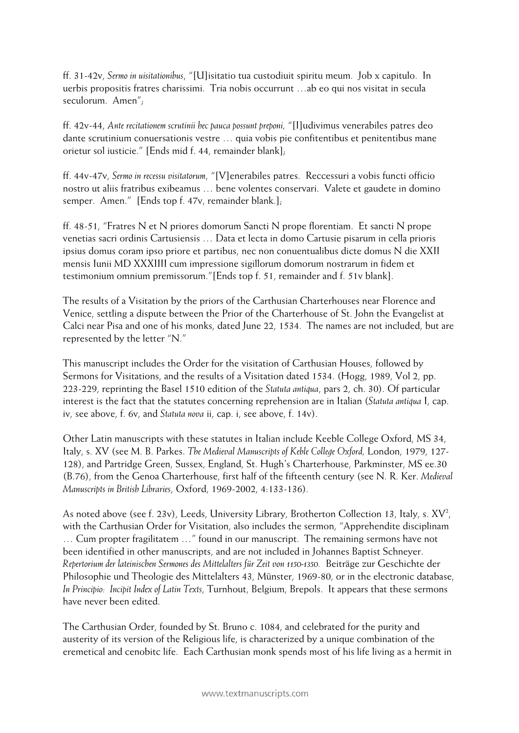ff. 31-42v, *Sermo in uisitationibus*, "[U]isitatio tua custodiuit spiritu meum. Job x capitulo. In uerbis propositis fratres charissimi. Tria nobis occurrunt …ab eo qui nos visitat in secula seculorum. Amen";

ff. 42v-44, *Ante recitationem scrutinii hec pauca possunt preponi,* "[I]udivimus venerabiles patres deo dante scrutinium conuersationis vestre … quia vobis pie confitentibus et penitentibus mane orietur sol iusticie." [Ends mid f. 44, remainder blank];

ff. 44v-47v, *Sermo in recessu visitatorum*, "[V]enerabiles patres. Reccessuri a vobis functi officio nostro ut aliis fratribus exibeamus … bene volentes conservari. Valete et gaudete in domino semper. Amen." [Ends top f. 47v, remainder blank.];

ff. 48-51, "Fratres N et N priores domorum Sancti N prope florentiam. Et sancti N prope venetias sacri ordinis Cartusiensis … Data et lecta in domo Cartusie pisarum in cella prioris ipsius domus coram ipso priore et partibus, nec non conuentualibus dicte domus N die XXII mensis Iunii MD XXXIIII cum impressione sigillorum domorum nostrarum in fidem et testimonium omnium premissorum."[Ends top f. 51, remainder and f. 51v blank].

The results of a Visitation by the priors of the Carthusian Charterhouses near Florence and Venice, settling a dispute between the Prior of the Charterhouse of St. John the Evangelist at Calci near Pisa and one of his monks, dated June 22, 1534. The names are not included, but are represented by the letter "N."

This manuscript includes the Order for the visitation of Carthusian Houses, followed by Sermons for Visitations, and the results of a Visitation dated 1534. (Hogg, 1989, Vol 2, pp. 223-229, reprinting the Basel 1510 edition of the *Statuta antiqua*, pars 2, ch. 30). Of particular interest is the fact that the statutes concerning reprehension are in Italian (*Statuta antiqua* I, cap. iv, see above, f. 6v, and *Statuta nova* ii, cap. i, see above, f. 14v).

Other Latin manuscripts with these statutes in Italian include Keeble College Oxford, MS 34, Italy, s. XV (see M. B. Parkes. *The Medieval Manuscripts of Keble College Oxford,* London, 1979, 127-128), and Partridge Green, Sussex, England, St. Hugh's Charterhouse, Parkminster, MS ee.30 (B.76), from the Genoa Charterhouse, first half of the fifteenth century (see N. R. Ker. *Medieval Manuscripts in British Libraries*, Oxford, 1969-2002, 4:133-136).

As noted above (see f. 23v), Leeds, University Library, Brotherton Collection 13, Italy, s. XV[2], with the Carthusian Order for Visitation, also includes the sermon, "Apprehendite disciplinam … Cum propter fragilitatem …" found in our manuscript. The remaining sermons have not been identified in other manuscripts, and are not included in Johannes Baptist Schneyer. *Repertorium der lateinischen Sermones des Mittelalters für Zeit von 1150-1350.* Beiträge zur Geschichte der Philosophie und Theologie des Mittelalters 43, Münster, 1969-80, or in the electronic database, *In Principio: Incipit Index of Latin Texts*, Turnhout, Belgium, Brepols. It appears that these sermons have never been edited.

The Carthusian Order, founded by St. Bruno c. 1084, and celebrated for the purity and austerity of its version of the Religious life, is characterized by a unique combination of the eremetical and cenobitc life. Each Carthusian monk spends most of his life living as a hermit in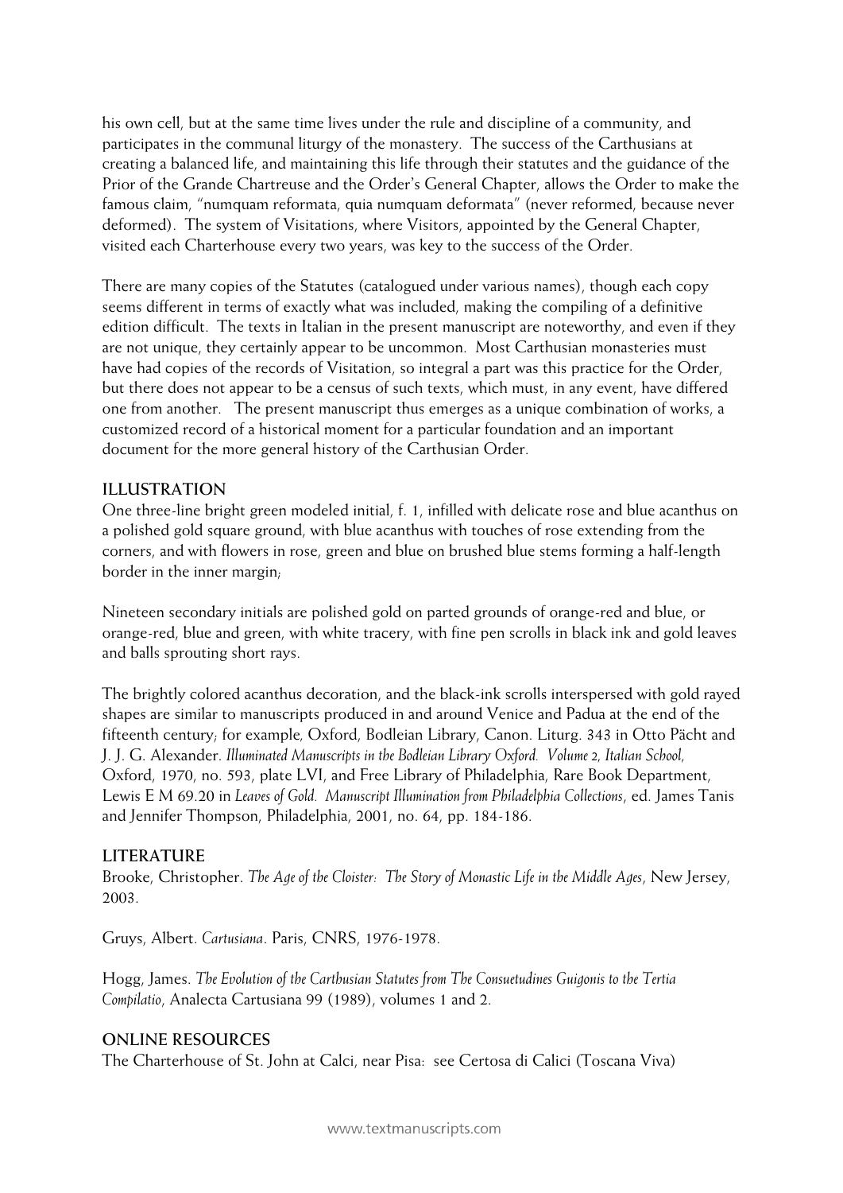his own cell, but at the same time lives under the rule and discipline of a community, and participates in the communal liturgy of the monastery. The success of the Carthusians at creating a balanced life, and maintaining this life through their statutes and the guidance of the Prior of the Grande Chartreuse and the Order's General Chapter, allows the Order to make the famous claim, "numquam reformata, quia numquam deformata" (never reformed, because never deformed). The system of Visitations, where Visitors, appointed by the General Chapter, visited each Charterhouse every two years, was key to the success of the Order.

There are many copies of the Statutes (catalogued under various names), though each copy seems different in terms of exactly what was included, making the compiling of a definitive edition difficult. The texts in Italian in the present manuscript are noteworthy, and even if they are not unique, they certainly appear to be uncommon. Most Carthusian monasteries must have had copies of the records of Visitation, so integral a part was this practice for the Order, but there does not appear to be a census of such texts, which must, in any event, have differed one from another. The present manuscript thus emerges as a unique combination of works, a customized record of a historical moment for a particular foundation and an important document for the more general history of the Carthusian Order.

## ILLUSTRATION

One three-line bright green modeled initial, f. 1, infilled with delicate rose and blue acanthus on a polished gold square ground, with blue acanthus with touches of rose extending from the corners, and with flowers in rose, green and blue on brushed blue stems forming a half-length border in the inner margin;

Nineteen secondary initials are polished gold on parted grounds of orange-red and blue, or orange-red, blue and green, with white tracery, with fine pen scrolls in black ink and gold leaves and balls sprouting short rays.

The brightly colored acanthus decoration, and the black-ink scrolls interspersed with gold rayed shapes are similar to manuscripts produced in and around Venice and Padua at the end of the fifteenth century; for example, Oxford, Bodleian Library, Canon. Liturg. 343 in Otto Pächt and J. J. G. Alexander. *Illuminated Manuscripts in the Bodleian Library Oxford. Volume 2, Italian School*, Oxford, 1970, no. 593, plate LVI, and Free Library of Philadelphia, Rare Book Department, Lewis E M 69.20 in *Leaves of Gold. Manuscript Illumination from Philadelphia Collections*, ed. James Tanis and Jennifer Thompson, Philadelphia, 2001, no. 64, pp. 184-186.

## LITERATURE

Brooke, Christopher. *The Age of the Cloister: The Story of Monastic Life in the Middle Ages*, New Jersey, 2003.

Gruys, Albert. *Cartusiana*. Paris, CNRS, 1976-1978.

Hogg, James. *The Evolution of the Carthusian Statutes from The Consuetudines Guigonis to the Tertia Compilatio*, Analecta Cartusiana 99 (1989), volumes 1 and 2.

## ONLINE RESOURCES

The Charterhouse of St. John at Calci, near Pisa: see Certosa di Calici (Toscana Viva)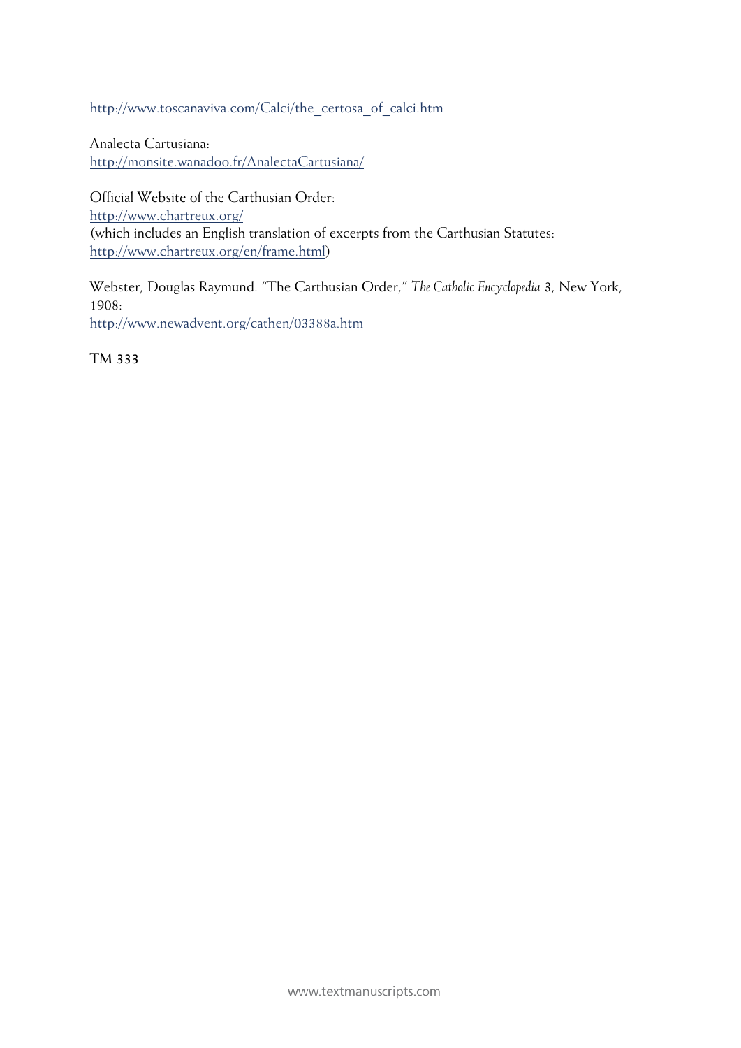http://www.toscanaviva.com/Calci/the_certosa_of_calci.htm

Analecta Cartusiana:
http://monsite.wanadoo.fr/AnalectaCartusiana/

Official Website of the Carthusian Order:
http://www.chartreux.org/
(which includes an English translation of excerpts from the Carthusian Statutes:
http://www.chartreux.org/en/frame.html)

Webster, Douglas Raymund. "The Carthusian Order," *The Catholic Encyclopedia* 3, New York, 1908:
http://www.newadvent.org/cathen/03388a.htm

**TM 333**